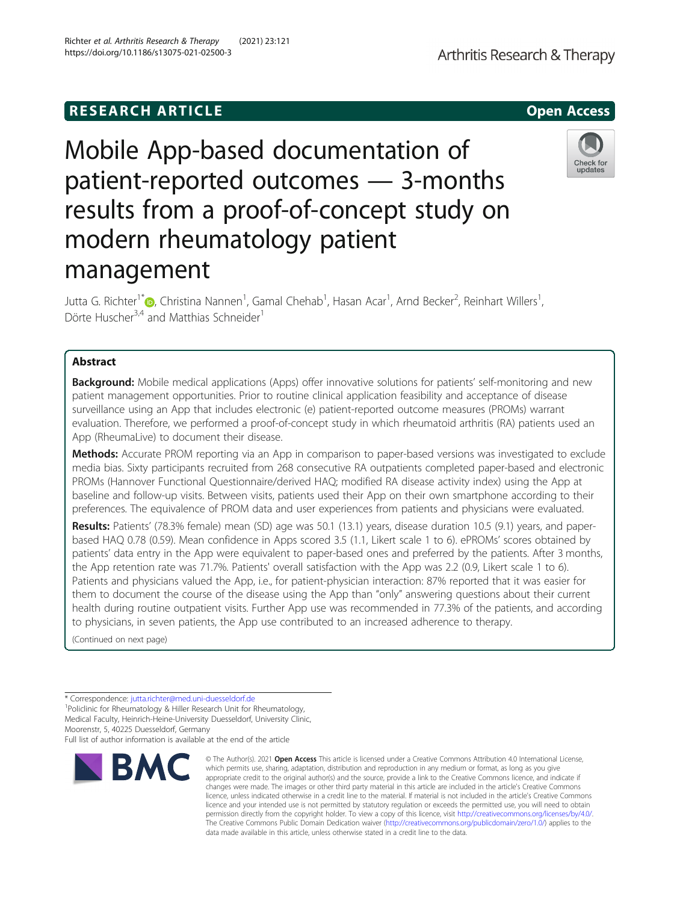RESEARCH ARTICLE

Open Access

# Mobile App-based documentation of patient-reported outcomes — 3-months results from a proof-of-concept study on modern rheumatology patient management

Jutta G. Richter[1*], Christina Nannen[1], Gamal Chehab[1], Hasan Acar[1], Arnd Becker[2], Reinhart Willers[1], Dörte Huscher[3,4] and Matthias Schneider[1]

## Abstract

**Background:** Mobile medical applications (Apps) offer innovative solutions for patients' self-monitoring and new patient management opportunities. Prior to routine clinical application feasibility and acceptance of disease surveillance using an App that includes electronic (e) patient-reported outcome measures (PROMs) warrant evaluation. Therefore, we performed a proof-of-concept study in which rheumatoid arthritis (RA) patients used an App (RheumaLive) to document their disease.

**Methods:** Accurate PROM reporting via an App in comparison to paper-based versions was investigated to exclude media bias. Sixty participants recruited from 268 consecutive RA outpatients completed paper-based and electronic PROMs (Hannover Functional Questionnaire/derived HAQ; modified RA disease activity index) using the App at baseline and follow-up visits. Between visits, patients used their App on their own smartphone according to their preferences. The equivalence of PROM data and user experiences from patients and physicians were evaluated.

**Results:** Patients' (78.3% female) mean (SD) age was 50.1 (13.1) years, disease duration 10.5 (9.1) years, and paper-based HAQ 0.78 (0.59). Mean confidence in Apps scored 3.5 (1.1, Likert scale 1 to 6). ePROMs' scores obtained by patients' data entry in the App were equivalent to paper-based ones and preferred by the patients. After 3 months, the App retention rate was 71.7%. Patients' overall satisfaction with the App was 2.2 (0.9, Likert scale 1 to 6). Patients and physicians valued the App, i.e., for patient-physician interaction: 87% reported that it was easier for them to document the course of the disease using the App than "only" answering questions about their current health during routine outpatient visits. Further App use was recommended in 77.3% of the patients, and according to physicians, in seven patients, the App use contributed to an increased adherence to therapy.

(Continued on next page)

\* Correspondence: jutta.richter@med.uni-duesseldorf.de

[1]Policlinic for Rheumatology & Hiller Research Unit for Rheumatology, Medical Faculty, Heinrich-Heine-University Duesseldorf, University Clinic, Moorenstr, 5, 40225 Duesseldorf, Germany

Full list of author information is available at the end of the article

© The Author(s). 2021 **Open Access** This article is licensed under a Creative Commons Attribution 4.0 International License, which permits use, sharing, adaptation, distribution and reproduction in any medium or format, as long as you give appropriate credit to the original author(s) and the source, provide a link to the Creative Commons licence, and indicate if changes were made. The images or other third party material in this article are included in the article's Creative Commons licence, unless indicated otherwise in a credit line to the material. If material is not included in the article's Creative Commons licence and your intended use is not permitted by statutory regulation or exceeds the permitted use, you will need to obtain permission directly from the copyright holder. To view a copy of this licence, visit http://creativecommons.org/licenses/by/4.0/. The Creative Commons Public Domain Dedication waiver (http://creativecommons.org/publicdomain/zero/1.0/) applies to the data made available in this article, unless otherwise stated in a credit line to the data.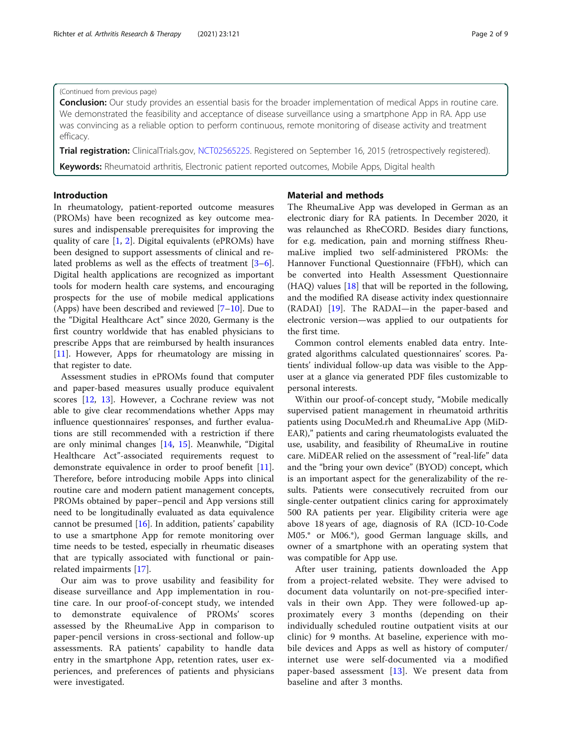(Continued from previous page)

**Conclusion:** Our study provides an essential basis for the broader implementation of medical Apps in routine care. We demonstrated the feasibility and acceptance of disease surveillance using a smartphone App in RA. App use was convincing as a reliable option to perform continuous, remote monitoring of disease activity and treatment efficacy.

**Trial registration:** ClinicalTrials.gov, NCT02565225. Registered on September 16, 2015 (retrospectively registered).

**Keywords:** Rheumatoid arthritis, Electronic patient reported outcomes, Mobile Apps, Digital health

## Introduction

In rheumatology, patient-reported outcome measures (PROMs) have been recognized as key outcome measures and indispensable prerequisites for improving the quality of care [1, 2]. Digital equivalents (ePROMs) have been designed to support assessments of clinical and related problems as well as the effects of treatment [3–6]. Digital health applications are recognized as important tools for modern health care systems, and encouraging prospects for the use of mobile medical applications (Apps) have been described and reviewed [7–10]. Due to the "Digital Healthcare Act" since 2020, Germany is the first country worldwide that has enabled physicians to prescribe Apps that are reimbursed by health insurances [11]. However, Apps for rheumatology are missing in that register to date.

Assessment studies in ePROMs found that computer and paper-based measures usually produce equivalent scores [12, 13]. However, a Cochrane review was not able to give clear recommendations whether Apps may influence questionnaires' responses, and further evaluations are still recommended with a restriction if there are only minimal changes [14, 15]. Meanwhile, "Digital Healthcare Act"-associated requirements request to demonstrate equivalence in order to proof benefit [11]. Therefore, before introducing mobile Apps into clinical routine care and modern patient management concepts, PROMs obtained by paper–pencil and App versions still need to be longitudinally evaluated as data equivalence cannot be presumed [16]. In addition, patients' capability to use a smartphone App for remote monitoring over time needs to be tested, especially in rheumatic diseases that are typically associated with functional or pain-related impairments [17].

Our aim was to prove usability and feasibility for disease surveillance and App implementation in routine care. In our proof-of-concept study, we intended to demonstrate equivalence of PROMs' scores assessed by the RheumaLive App in comparison to paper-pencil versions in cross-sectional and follow-up assessments. RA patients' capability to handle data entry in the smartphone App, retention rates, user experiences, and preferences of patients and physicians were investigated.

## Material and methods

The RheumaLive App was developed in German as an electronic diary for RA patients. In December 2020, it was relaunched as RheCORD. Besides diary functions, for e.g. medication, pain and morning stiffness RheumaLive implied two self-administered PROMs: the Hannover Functional Questionnaire (FFbH), which can be converted into Health Assessment Questionnaire (HAQ) values [18] that will be reported in the following, and the modified RA disease activity index questionnaire (RADAI) [19]. The RADAI—in the paper-based and electronic version—was applied to our outpatients for the first time.

Common control elements enabled data entry. Integrated algorithms calculated questionnaires' scores. Patients' individual follow-up data was visible to the App-user at a glance via generated PDF files customizable to personal interests.

Within our proof-of-concept study, "Mobile medically supervised patient management in rheumatoid arthritis patients using DocuMed.rh and RheumaLive App (MiDEAR)," patients and caring rheumatologists evaluated the use, usability, and feasibility of RheumaLive in routine care. MiDEAR relied on the assessment of "real-life" data and the "bring your own device" (BYOD) concept, which is an important aspect for the generalizability of the results. Patients were consecutively recruited from our single-center outpatient clinics caring for approximately 500 RA patients per year. Eligibility criteria were age above 18 years of age, diagnosis of RA (ICD-10-Code M05.* or M06.*), good German language skills, and owner of a smartphone with an operating system that was compatible for App use.

After user training, patients downloaded the App from a project-related website. They were advised to document data voluntarily on not-pre-specified intervals in their own App. They were followed-up approximately every 3 months (depending on their individually scheduled routine outpatient visits at our clinic) for 9 months. At baseline, experience with mobile devices and Apps as well as history of computer/internet use were self-documented via a modified paper-based assessment [13]. We present data from baseline and after 3 months.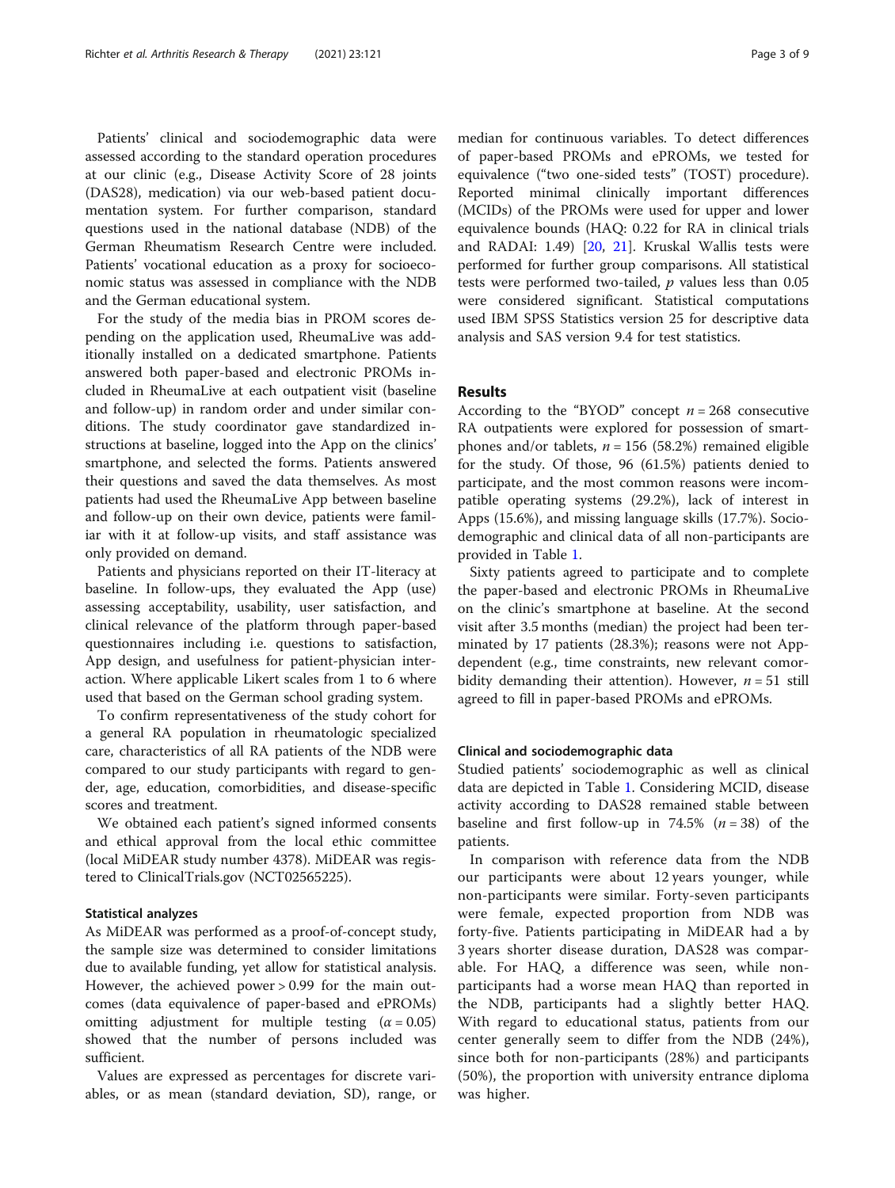Patients' clinical and sociodemographic data were assessed according to the standard operation procedures at our clinic (e.g., Disease Activity Score of 28 joints (DAS28), medication) via our web-based patient documentation system. For further comparison, standard questions used in the national database (NDB) of the German Rheumatism Research Centre were included. Patients' vocational education as a proxy for socioeconomic status was assessed in compliance with the NDB and the German educational system.

For the study of the media bias in PROM scores depending on the application used, RheumaLive was additionally installed on a dedicated smartphone. Patients answered both paper-based and electronic PROMs included in RheumaLive at each outpatient visit (baseline and follow-up) in random order and under similar conditions. The study coordinator gave standardized instructions at baseline, logged into the App on the clinics' smartphone, and selected the forms. Patients answered their questions and saved the data themselves. As most patients had used the RheumaLive App between baseline and follow-up on their own device, patients were familiar with it at follow-up visits, and staff assistance was only provided on demand.

Patients and physicians reported on their IT-literacy at baseline. In follow-ups, they evaluated the App (use) assessing acceptability, usability, user satisfaction, and clinical relevance of the platform through paper-based questionnaires including i.e. questions to satisfaction, App design, and usefulness for patient-physician interaction. Where applicable Likert scales from 1 to 6 where used that based on the German school grading system.

To confirm representativeness of the study cohort for a general RA population in rheumatologic specialized care, characteristics of all RA patients of the NDB were compared to our study participants with regard to gender, age, education, comorbidities, and disease-specific scores and treatment.

We obtained each patient's signed informed consents and ethical approval from the local ethic committee (local MiDEAR study number 4378). MiDEAR was registered to ClinicalTrials.gov (NCT02565225).

### Statistical analyzes

As MiDEAR was performed as a proof-of-concept study, the sample size was determined to consider limitations due to available funding, yet allow for statistical analysis. However, the achieved power > 0.99 for the main outcomes (data equivalence of paper-based and ePROMs) omitting adjustment for multiple testing ($\alpha = 0.05$) showed that the number of persons included was sufficient.

Values are expressed as percentages for discrete variables, or as mean (standard deviation, SD), range, or median for continuous variables. To detect differences of paper-based PROMs and ePROMs, we tested for equivalence ("two one-sided tests" (TOST) procedure). Reported minimal clinically important differences (MCIDs) of the PROMs were used for upper and lower equivalence bounds (HAQ: 0.22 for RA in clinical trials and RADAI: 1.49) [20, 21]. Kruskal Wallis tests were performed for further group comparisons. All statistical tests were performed two-tailed, $p$ values less than 0.05 were considered significant. Statistical computations used IBM SPSS Statistics version 25 for descriptive data analysis and SAS version 9.4 for test statistics.

## Results

According to the "BYOD" concept $n = 268$ consecutive RA outpatients were explored for possession of smartphones and/or tablets, $n = 156$ (58.2%) remained eligible for the study. Of those, 96 (61.5%) patients denied to participate, and the most common reasons were incompatible operating systems (29.2%), lack of interest in Apps (15.6%), and missing language skills (17.7%). Sociodemographic and clinical data of all non-participants are provided in Table 1.

Sixty patients agreed to participate and to complete the paper-based and electronic PROMs in RheumaLive on the clinic's smartphone at baseline. At the second visit after 3.5 months (median) the project had been terminated by 17 patients (28.3%); reasons were not App-dependent (e.g., time constraints, new relevant comorbidity demanding their attention). However, $n = 51$ still agreed to fill in paper-based PROMs and ePROMs.

### Clinical and sociodemographic data

Studied patients' sociodemographic as well as clinical data are depicted in Table 1. Considering MCID, disease activity according to DAS28 remained stable between baseline and first follow-up in 74.5% ($n = 38$) of the patients.

In comparison with reference data from the NDB our participants were about 12 years younger, while non-participants were similar. Forty-seven participants were female, expected proportion from NDB was forty-five. Patients participating in MiDEAR had a by 3 years shorter disease duration, DAS28 was comparable. For HAQ, a difference was seen, while non-participants had a worse mean HAQ than reported in the NDB, participants had a slightly better HAQ. With regard to educational status, patients from our center generally seem to differ from the NDB (24%), since both for non-participants (28%) and participants (50%), the proportion with university entrance diploma was higher.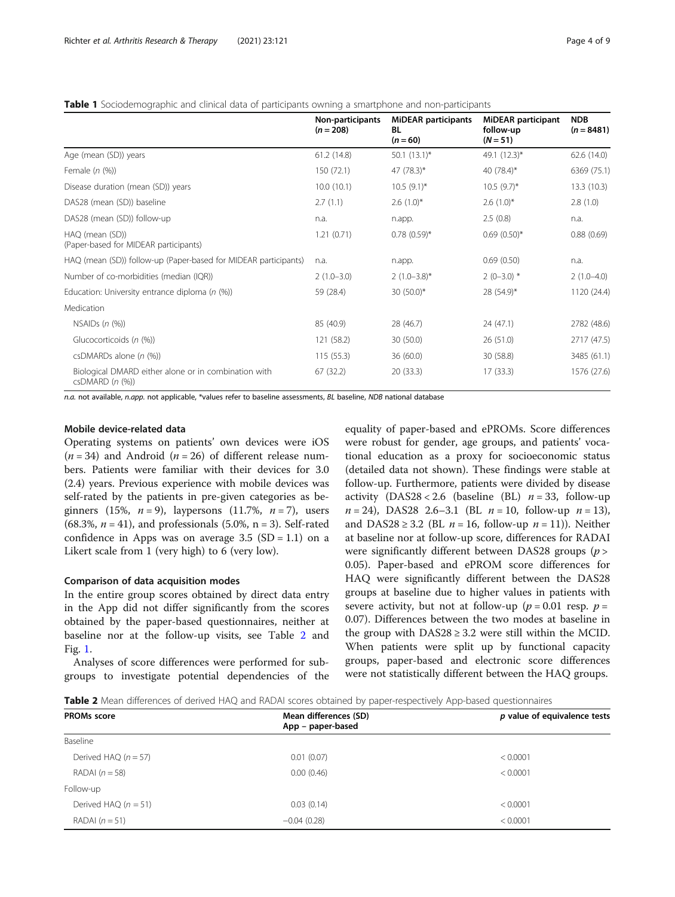**Table 1** Sociodemographic and clinical data of participants owning a smartphone and non-participants

| | Non-participants ($n = 208$) | MiDEAR participants BL ($n = 60$) | MiDEAR participant follow-up ($N = 51$) | NDB ($n = 8481$) |
|---|---|---|---|---|
| Age (mean (SD)) years | 61.2 (14.8) | 50.1 (13.1)* | 49.1 (12.3)* | 62.6 (14.0) |
| Female (*n* (%)) | 150 (72.1) | 47 (78.3)* | 40 (78.4)* | 6369 (75.1) |
| Disease duration (mean (SD)) years | 10.0 (10.1) | 10.5 (9.1)* | 10.5 (9.7)* | 13.3 (10.3) |
| DAS28 (mean (SD)) baseline | 2.7 (1.1) | 2.6 (1.0)* | 2.6 (1.0)* | 2.8 (1.0) |
| DAS28 (mean (SD)) follow-up | n.a. | n.app. | 2.5 (0.8) | n.a. |
| HAQ (mean (SD)) (Paper-based for MIDEAR participants) | 1.21 (0.71) | 0.78 (0.59)* | 0.69 (0.50)* | 0.88 (0.69) |
| HAQ (mean (SD)) follow-up (Paper-based for MIDEAR participants) | n.a. | n.app. | 0.69 (0.50) | n.a. |
| Number of co-morbidities (median (IQR)) | 2 (1.0–3.0) | 2 (1.0–3.8)* | 2 (0–3.0) * | 2 (1.0–4.0) |
| Education: University entrance diploma (*n* (%)) | 59 (28.4) | 30 (50.0)* | 28 (54.9)* | 1120 (24.4) |
| Medication | | | | |
| NSAIDs (*n* (%)) | 85 (40.9) | 28 (46.7) | 24 (47.1) | 2782 (48.6) |
| Glucocorticoids (*n* (%)) | 121 (58.2) | 30 (50.0) | 26 (51.0) | 2717 (47.5) |
| csDMARDs alone (*n* (%)) | 115 (55.3) | 36 (60.0) | 30 (58.8) | 3485 (61.1) |
| Biological DMARD either alone or in combination with csDMARD (*n* (%)) | 67 (32.2) | 20 (33.3) | 17 (33.3) | 1576 (27.6) |

*n.a.* not available, *n.app.* not applicable, *values refer to baseline assessments, *BL* baseline, *NDB* national database

### Mobile device-related data

Operating systems on patients' own devices were iOS ($n = 34$) and Android ($n = 26$) of different release numbers. Patients were familiar with their devices for 3.0 (2.4) years. Previous experience with mobile devices was self-rated by the patients in pre-given categories as beginners (15%, $n = 9$), laypersons (11.7%, $n = 7$), users (68.3%, $n = 41$), and professionals (5.0%, n = 3). Self-rated confidence in Apps was on average 3.5 (SD = 1.1) on a Likert scale from 1 (very high) to 6 (very low).

### Comparison of data acquisition modes

In the entire group scores obtained by direct data entry in the App did not differ significantly from the scores obtained by the paper-based questionnaires, neither at baseline nor at the follow-up visits, see Table 2 and Fig. 1.

Analyses of score differences were performed for subgroups to investigate potential dependencies of the equality of paper-based and ePROMs. Score differences were robust for gender, age groups, and patients' vocational education as a proxy for socioeconomic status (detailed data not shown). These findings were stable at follow-up. Furthermore, patients were divided by disease activity (DAS28 < 2.6 (baseline (BL) $n = 33$, follow-up $n = 24$), DAS28 2.6–3.1 (BL $n = 10$, follow-up $n = 13$), and DAS28 ≥ 3.2 (BL $n = 16$, follow-up $n = 11$)). Neither at baseline nor at follow-up score, differences for RADAI were significantly different between DAS28 groups ($p >$ 0.05). Paper-based and ePROM score differences for HAQ were significantly different between the DAS28 groups at baseline due to higher values in patients with severe activity, but not at follow-up ($p = 0.01$ resp. $p =$ 0.07). Differences between the two modes at baseline in the group with DAS28 ≥ 3.2 were still within the MCID. When patients were split up by functional capacity groups, paper-based and electronic score differences were not statistically different between the HAQ groups.

**Table 2** Mean differences of derived HAQ and RADAI scores obtained by paper-respectively App-based questionnaires

| PROMs score | Mean differences (SD) App – paper-based | *p* value of equivalence tests |
|---|---|---|
| Baseline | | |
| Derived HAQ ($n = 57$) | 0.01 (0.07) | < 0.0001 |
| RADAI ($n = 58$) | 0.00 (0.46) | < 0.0001 |
| Follow-up | | |
| Derived HAQ ($n = 51$) | 0.03 (0.14) | < 0.0001 |
| RADAI ($n = 51$) | −0.04 (0.28) | < 0.0001 |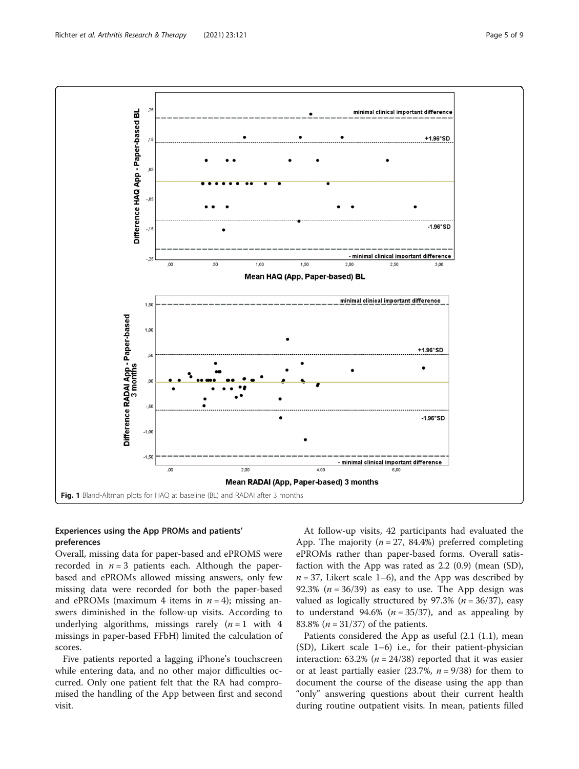Fig. 1 Bland-Altman plots for HAQ at baseline (BL) and RADAI after 3 months

## Experiences using the App PROMs and patients' preferences

Overall, missing data for paper-based and ePROMS were recorded in $n = 3$ patients each. Although the paper-based and ePROMs allowed missing answers, only few missing data were recorded for both the paper-based and ePROMs (maximum 4 items in $n = 4$); missing answers diminished in the follow-up visits. According to underlying algorithms, missings rarely ($n = 1$ with 4 missings in paper-based FFbH) limited the calculation of scores.

Five patients reported a lagging iPhone's touchscreen while entering data, and no other major difficulties occurred. Only one patient felt that the RA had compromised the handling of the App between first and second visit.

At follow-up visits, 42 participants had evaluated the App. The majority ($n = 27$, 84.4%) preferred completing ePROMs rather than paper-based forms. Overall satisfaction with the App was rated as 2.2 (0.9) (mean (SD), $n = 37$, Likert scale 1–6), and the App was described by 92.3% ($n = 36/39$) as easy to use. The App design was valued as logically structured by 97.3% ($n = 36/37$), easy to understand 94.6% ($n = 35/37$), and as appealing by 83.8% ($n = 31/37$) of the patients.

Patients considered the App as useful (2.1 (1.1), mean (SD), Likert scale 1–6) i.e., for their patient-physician interaction: 63.2% ($n = 24/38$) reported that it was easier or at least partially easier (23.7%, $n = 9/38$) for them to document the course of the disease using the app than "only" answering questions about their current health during routine outpatient visits. In mean, patients filled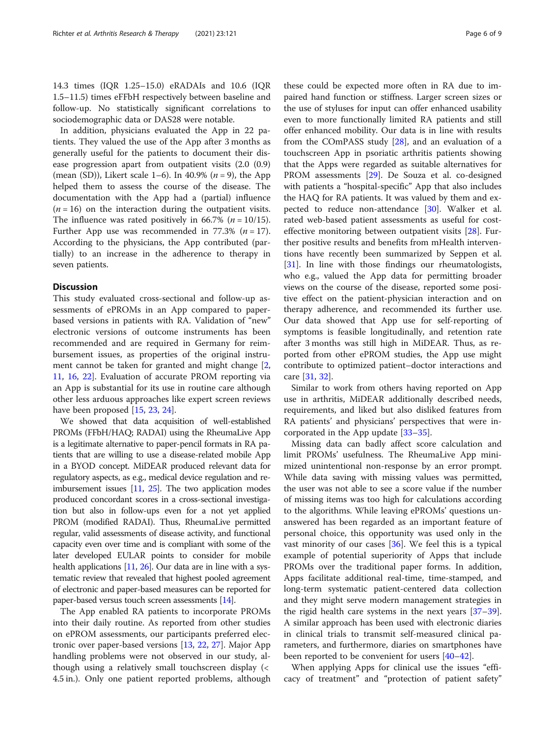14.3 times (IQR 1.25–15.0) eRADAIs and 10.6 (IQR 1.5–11.5) times eFFbH respectively between baseline and follow-up. No statistically significant correlations to sociodemographic data or DAS28 were notable.

In addition, physicians evaluated the App in 22 patients. They valued the use of the App after 3 months as generally useful for the patients to document their disease progression apart from outpatient visits (2.0 (0.9) (mean (SD)), Likert scale 1–6). In 40.9% ($n = 9$), the App helped them to assess the course of the disease. The documentation with the App had a (partial) influence ($n = 16$) on the interaction during the outpatient visits. The influence was rated positively in 66.7% ($n = 10/15$). Further App use was recommended in 77.3% ($n = 17$). According to the physicians, the App contributed (partially) to an increase in the adherence to therapy in seven patients.

## Discussion

This study evaluated cross-sectional and follow-up assessments of ePROMs in an App compared to paper-based versions in patients with RA. Validation of "new" electronic versions of outcome instruments has been recommended and are required in Germany for reimbursement issues, as properties of the original instrument cannot be taken for granted and might change [2, 11, 16, 22]. Evaluation of accurate PROM reporting via an App is substantial for its use in routine care although other less arduous approaches like expert screen reviews have been proposed [15, 23, 24].

We showed that data acquisition of well-established PROMs (FFbH/HAQ; RADAI) using the RheumaLive App is a legitimate alternative to paper-pencil formats in RA patients that are willing to use a disease-related mobile App in a BYOD concept. MiDEAR produced relevant data for regulatory aspects, as e.g., medical device regulation and reimbursement issues [11, 25]. The two application modes produced concordant scores in a cross-sectional investigation but also in follow-ups even for a not yet applied PROM (modified RADAI). Thus, RheumaLive permitted regular, valid assessments of disease activity, and functional capacity even over time and is compliant with some of the later developed EULAR points to consider for mobile health applications [11, 26]. Our data are in line with a systematic review that revealed that highest pooled agreement of electronic and paper-based measures can be reported for paper-based versus touch screen assessments [14].

The App enabled RA patients to incorporate PROMs into their daily routine. As reported from other studies on ePROM assessments, our participants preferred electronic over paper-based versions [13, 22, 27]. Major App handling problems were not observed in our study, although using a relatively small touchscreen display (< 4.5 in.). Only one patient reported problems, although these could be expected more often in RA due to impaired hand function or stiffness. Larger screen sizes or the use of styluses for input can offer enhanced usability even to more functionally limited RA patients and still offer enhanced mobility. Our data is in line with results from the COmPASS study [28], and an evaluation of a touchscreen App in psoriatic arthritis patients showing that the Apps were regarded as suitable alternatives for PROM assessments [29]. De Souza et al. co-designed with patients a "hospital-specific" App that also includes the HAQ for RA patients. It was valued by them and expected to reduce non-attendance [30]. Walker et al. rated web-based patient assessments as useful for cost-effective monitoring between outpatient visits [28]. Further positive results and benefits from mHealth interventions have recently been summarized by Seppen et al. [31]. In line with those findings our rheumatologists, who e.g., valued the App data for permitting broader views on the course of the disease, reported some positive effect on the patient-physician interaction and on therapy adherence, and recommended its further use. Our data showed that App use for self-reporting of symptoms is feasible longitudinally, and retention rate after 3 months was still high in MiDEAR. Thus, as reported from other ePROM studies, the App use might contribute to optimized patient–doctor interactions and care [31, 32].

Similar to work from others having reported on App use in arthritis, MiDEAR additionally described needs, requirements, and liked but also disliked features from RA patients' and physicians' perspectives that were incorporated in the App update [33–35].

Missing data can badly affect score calculation and limit PROMs' usefulness. The RheumaLive App minimized unintentional non-response by an error prompt. While data saving with missing values was permitted, the user was not able to see a score value if the number of missing items was too high for calculations according to the algorithms. While leaving ePROMs' questions unanswered has been regarded as an important feature of personal choice, this opportunity was used only in the vast minority of our cases [36]. We feel this is a typical example of potential superiority of Apps that include PROMs over the traditional paper forms. In addition, Apps facilitate additional real-time, time-stamped, and long-term systematic patient-centered data collection and they might serve modern management strategies in the rigid health care systems in the next years [37–39]. A similar approach has been used with electronic diaries in clinical trials to transmit self-measured clinical parameters, and furthermore, diaries on smartphones have been reported to be convenient for users [40–42].

When applying Apps for clinical use the issues "efficacy of treatment" and "protection of patient safety"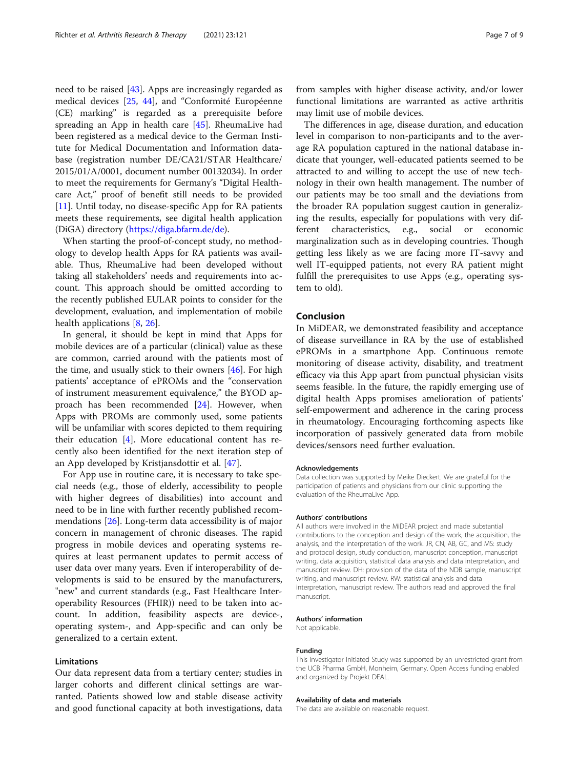need to be raised [43]. Apps are increasingly regarded as medical devices [25, 44], and "Conformité Européenne (CE) marking" is regarded as a prerequisite before spreading an App in health care [45]. RheumaLive had been registered as a medical device to the German Institute for Medical Documentation and Information database (registration number DE/CA21/STAR Healthcare/2015/01/A/0001, document number 00132034). In order to meet the requirements for Germany's "Digital Healthcare Act," proof of benefit still needs to be provided [11]. Until today, no disease-specific App for RA patients meets these requirements, see digital health application (DiGA) directory (https://diga.bfarm.de/de).

When starting the proof-of-concept study, no methodology to develop health Apps for RA patients was available. Thus, RheumaLive had been developed without taking all stakeholders' needs and requirements into account. This approach should be omitted according to the recently published EULAR points to consider for the development, evaluation, and implementation of mobile health applications [8, 26].

In general, it should be kept in mind that Apps for mobile devices are of a particular (clinical) value as these are common, carried around with the patients most of the time, and usually stick to their owners [46]. For high patients' acceptance of ePROMs and the "conservation of instrument measurement equivalence," the BYOD approach has been recommended [24]. However, when Apps with PROMs are commonly used, some patients will be unfamiliar with scores depicted to them requiring their education [4]. More educational content has recently also been identified for the next iteration step of an App developed by Kristjansdottir et al. [47].

For App use in routine care, it is necessary to take special needs (e.g., those of elderly, accessibility to people with higher degrees of disabilities) into account and need to be in line with further recently published recommendations [26]. Long-term data accessibility is of major concern in management of chronic diseases. The rapid progress in mobile devices and operating systems requires at least permanent updates to permit access of user data over many years. Even if interoperability of developments is said to be ensured by the manufacturers, "new" and current standards (e.g., Fast Healthcare Interoperability Resources (FHIR)) need to be taken into account. In addition, feasibility aspects are device-, operating system-, and App-specific and can only be generalized to a certain extent.

### Limitations

Our data represent data from a tertiary center; studies in larger cohorts and different clinical settings are warranted. Patients showed low and stable disease activity and good functional capacity at both investigations, data from samples with higher disease activity, and/or lower functional limitations are warranted as active arthritis may limit use of mobile devices.

The differences in age, disease duration, and education level in comparison to non-participants and to the average RA population captured in the national database indicate that younger, well-educated patients seemed to be attracted to and willing to accept the use of new technology in their own health management. The number of our patients may be too small and the deviations from the broader RA population suggest caution in generalizing the results, especially for populations with very different characteristics, e.g., social or economic marginalization such as in developing countries. Though getting less likely as we are facing more IT-savvy and well IT-equipped patients, not every RA patient might fulfill the prerequisites to use Apps (e.g., operating system to old).

## Conclusion

In MiDEAR, we demonstrated feasibility and acceptance of disease surveillance in RA by the use of established ePROMs in a smartphone App. Continuous remote monitoring of disease activity, disability, and treatment efficacy via this App apart from punctual physician visits seems feasible. In the future, the rapidly emerging use of digital health Apps promises amelioration of patients' self-empowerment and adherence in the caring process in rheumatology. Encouraging forthcoming aspects like incorporation of passively generated data from mobile devices/sensors need further evaluation.

#### Acknowledgements

Data collection was supported by Meike Dieckert. We are grateful for the participation of patients and physicians from our clinic supporting the evaluation of the RheumaLive App.

#### Authors' contributions

All authors were involved in the MiDEAR project and made substantial contributions to the conception and design of the work, the acquisition, the analysis, and the interpretation of the work. JR, CN, AB, GC, and MS: study and protocol design, study conduction, manuscript conception, manuscript writing, data acquisition, statistical data analysis and data interpretation, and manuscript review. DH: provision of the data of the NDB sample, manuscript writing, and manuscript review. RW: statistical analysis and data interpretation, manuscript review. The authors read and approved the final manuscript.

#### Authors' information

Not applicable.

#### Funding

This Investigator Initiated Study was supported by an unrestricted grant from the UCB Pharma GmbH, Monheim, Germany. Open Access funding enabled and organized by Projekt DEAL.

#### Availability of data and materials

The data are available on reasonable request.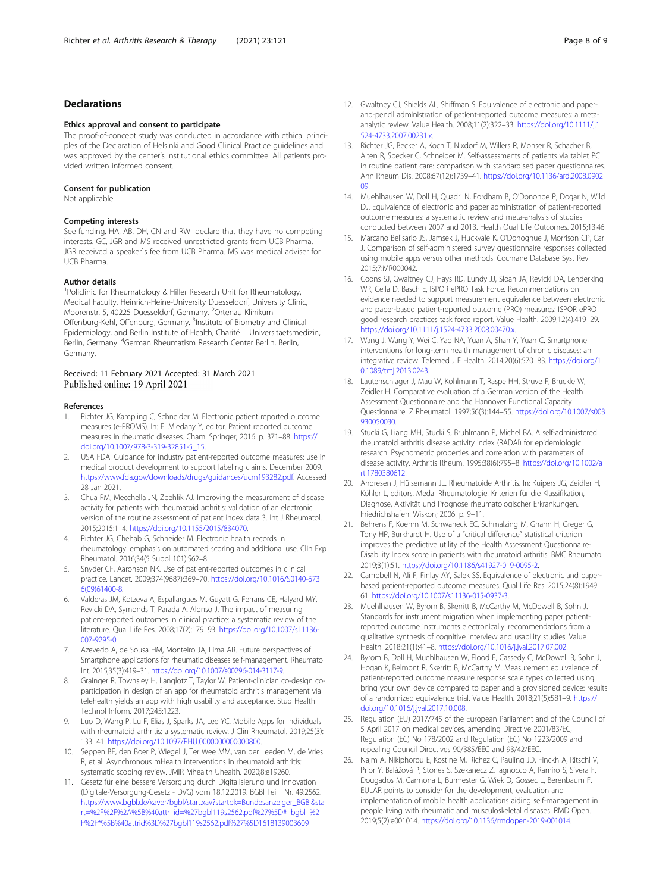## Declarations

### Ethics approval and consent to participate

The proof-of-concept study was conducted in accordance with ethical principles of the Declaration of Helsinki and Good Clinical Practice guidelines and was approved by the center's institutional ethics committee. All patients provided written informed consent.

### Consent for publication

Not applicable.

### Competing interests

See funding. HA, AB, DH, CN and RW declare that they have no competing interests. GC, JGR and MS received unrestricted grants from UCB Pharma. JGR received a speaker`s fee from UCB Pharma. MS was medical adviser for UCB Pharma.

### Author details

[1]Policlinic for Rheumatology & Hiller Research Unit for Rheumatology, Medical Faculty, Heinrich-Heine-University Duesseldorf, University Clinic, Moorenstr, 5, 40225 Duesseldorf, Germany. [2]Ortenau Klinikum Offenburg-Kehl, Offenburg, Germany. [3]Institute of Biometry and Clinical Epidemiology, and Berlin Institute of Health, Charité – Universitaetsmedizin, Berlin, Germany. [4]German Rheumatism Research Center Berlin, Berlin, Germany.

Received: 11 February 2021 Accepted: 31 March 2021
Published online: 19 April 2021

### References

1. Richter JG, Kampling C, Schneider M. Electronic patient reported outcome measures (e-PROMS). In: El Miedany Y, editor. Patient reported outcome measures in rheumatic diseases. Cham: Springer; 2016. p. 371–88. https://doi.org/10.1007/978-3-319-32851-5_15.
2. USA FDA. Guidance for industry patient-reported outcome measures: use in medical product development to support labeling claims. December 2009. https://www.fda.gov/downloads/drugs/guidances/ucm193282.pdf. Accessed 28 Jan 2021.
3. Chua RM, Mecchella JN, Zbehlik AJ. Improving the measurement of disease activity for patients with rheumatoid arthritis: validation of an electronic version of the routine assessment of patient index data 3. Int J Rheumatol. 2015;2015:1–4. https://doi.org/10.1155/2015/834070.
4. Richter JG, Chehab G, Schneider M. Electronic health records in rheumatology: emphasis on automated scoring and additional use. Clin Exp Rheumatol. 2016;34(5 Suppl 101):S62–8.
5. Snyder CF, Aaronson NK. Use of patient-reported outcomes in clinical practice. Lancet. 2009;374(9687):369–70. https://doi.org/10.1016/S0140-6736(09)61400-8.
6. Valderas JM, Kotzeva A, Espallargues M, Guyatt G, Ferrans CE, Halyard MY, Revicki DA, Symonds T, Parada A, Alonso J. The impact of measuring patient-reported outcomes in clinical practice: a systematic review of the literature. Qual Life Res. 2008;17(2):179–93. https://doi.org/10.1007/s11136-007-9295-0.
7. Azevedo A, de Sousa HM, Monteiro JA, Lima AR. Future perspectives of Smartphone applications for rheumatic diseases self-management. Rheumatol Int. 2015;35(3):419–31. https://doi.org/10.1007/s00296-014-3117-9.
8. Grainger R, Townsley H, Langlotz T, Taylor W. Patient-clinician co-design co-participation in design of an app for rheumatoid arthritis management via telehealth yields an app with high usability and acceptance. Stud Health Technol Inform. 2017;245:1223.
9. Luo D, Wang P, Lu F, Elias J, Sparks JA, Lee YC. Mobile Apps for individuals with rheumatoid arthritis: a systematic review. J Clin Rheumatol. 2019;25(3):133–41. https://doi.org/10.1097/RHU.0000000000000800.
10. Seppen BF, den Boer P, Wiegel J, Ter Wee MM, van der Leeden M, de Vries R, et al. Asynchronous mHealth interventions in rheumatoid arthritis: systematic scoping review. JMIR Mhealth Uhealth. 2020;8:e19260.
11. Gesetz für eine bessere Versorgung durch Digitalisierung und Innovation (Digitale-Versorgung-Gesetz - DVG) vom 18.12.2019. BGBl Teil I Nr. 49:2562. https://www.bgbl.de/xaver/bgbl/start.xav?startbk=Bundesanzeiger_BGBl&start=%2F%2F%2A%5B%40attr_id=%27bgbl119s2562.pdf%27%5D#__bgbl__%2F%2F*%5B%40attrid%3D%27bgbl119s2562.pdf%27%5D1618139003609
12. Gwaltney CJ, Shields AL, Shiffman S. Equivalence of electronic and paper-and-pencil administration of patient-reported outcome measures: a meta-analytic review. Value Health. 2008;11(2):322–33. https://doi.org/10.1111/j.1524-4733.2007.00231.x.
13. Richter JG, Becker A, Koch T, Nixdorf M, Willers R, Monser R, Schacher B, Alten R, Specker C, Schneider M. Self-assessments of patients via tablet PC in routine patient care: comparison with standardised paper questionnaires. Ann Rheum Dis. 2008;67(12):1739–41. https://doi.org/10.1136/ard.2008.090209.
14. Muehlhausen W, Doll H, Quadri N, Fordham B, O'Donohoe P, Dogar N, Wild DJ. Equivalence of electronic and paper administration of patient-reported outcome measures: a systematic review and meta-analysis of studies conducted between 2007 and 2013. Health Qual Life Outcomes. 2015;13:46.
15. Marcano Belisario JS, Jamsek J, Huckvale K, O'Donoghue J, Morrison CP, Car J. Comparison of self-administered survey questionnaire responses collected using mobile apps versus other methods. Cochrane Database Syst Rev. 2015;7:MR000042.
16. Coons SJ, Gwaltney CJ, Hays RD, Lundy JJ, Sloan JA, Revicki DA, Lenderking WR, Cella D, Basch E, ISPOR ePRO Task Force. Recommendations on evidence needed to support measurement equivalence between electronic and paper-based patient-reported outcome (PRO) measures: ISPOR ePRO good research practices task force report. Value Health. 2009;12(4):419–29. https://doi.org/10.1111/j.1524-4733.2008.00470.x.
17. Wang J, Wang Y, Wei C, Yao NA, Yuan A, Shan Y, Yuan C. Smartphone interventions for long-term health management of chronic diseases: an integrative review. Telemed J E Health. 2014;20(6):570–83. https://doi.org/10.1089/tmj.2013.0243.
18. Lautenschlager J, Mau W, Kohlmann T, Raspe HH, Struve F, Bruckle W, Zeidler H. Comparative evaluation of a German version of the Health Assessment Questionnaire and the Hannover Functional Capacity Questionnaire. Z Rheumatol. 1997;56(3):144–55. https://doi.org/10.1007/s003930050030.
19. Stucki G, Liang MH, Stucki S, Bruhlmann P, Michel BA. A self-administered rheumatoid arthritis disease activity index (RADAI) for epidemiologic research. Psychometric properties and correlation with parameters of disease activity. Arthritis Rheum. 1995;38(6):795–8. https://doi.org/10.1002/art.1780380612.
20. Andresen J, Hülsemann JL. Rheumatoide Arthritis. In: Kuipers JG, Zeidler H, Köhler L, editors. Medal Rheumatologie. Kriterien für die Klassifikation, Diagnose, Aktivität und Prognose rheumatologischer Erkrankungen. Friedrichshafen: Wiskon; 2006. p. 9–11.
21. Behrens F, Koehm M, Schwaneck EC, Schmalzing M, Gnann H, Greger G, Tony HP, Burkhardt H. Use of a "critical difference" statistical criterion improves the predictive utility of the Health Assessment Questionnaire-Disability Index score in patients with rheumatoid arthritis. BMC Rheumatol. 2019;3(1):51. https://doi.org/10.1186/s41927-019-0095-2.
22. Campbell N, Ali F, Finlay AY, Salek SS. Equivalence of electronic and paper-based patient-reported outcome measures. Qual Life Res. 2015;24(8):1949–61. https://doi.org/10.1007/s11136-015-0937-3.
23. Muehlhausen W, Byrom B, Skerritt B, McCarthy M, McDowell B, Sohn J. Standards for instrument migration when implementing paper patient-reported outcome instruments electronically: recommendations from a qualitative synthesis of cognitive interview and usability studies. Value Health. 2018;21(1):41–8. https://doi.org/10.1016/j.jval.2017.07.002.
24. Byrom B, Doll H, Muehlhausen W, Flood E, Cassedy C, McDowell B, Sohn J, Hogan K, Belmont R, Skerritt B, McCarthy M. Measurement equivalence of patient-reported outcome measure response scale types collected using bring your own device compared to paper and a provisioned device: results of a randomized equivalence trial. Value Health. 2018;21(5):581–9. https://doi.org/10.1016/j.jval.2017.10.008.
25. Regulation (EU) 2017/745 of the European Parliament and of the Council of 5 April 2017 on medical devices, amending Directive 2001/83/EC, Regulation (EC) No 178/2002 and Regulation (EC) No 1223/2009 and repealing Council Directives 90/385/EEC and 93/42/EEC.
26. Najm A, Nikiphorou E, Kostine M, Richez C, Pauling JD, Finckh A, Ritschl V, Prior Y, Balážová P, Stones S, Szekanecz Z, Iagnocco A, Ramiro S, Sivera F, Dougados M, Carmona L, Burmester G, Wiek D, Gossec L, Berenbaum F. EULAR points to consider for the development, evaluation and implementation of mobile health applications aiding self-management in people living with rheumatic and musculoskeletal diseases. RMD Open. 2019;5(2):e001014. https://doi.org/10.1136/rmdopen-2019-001014.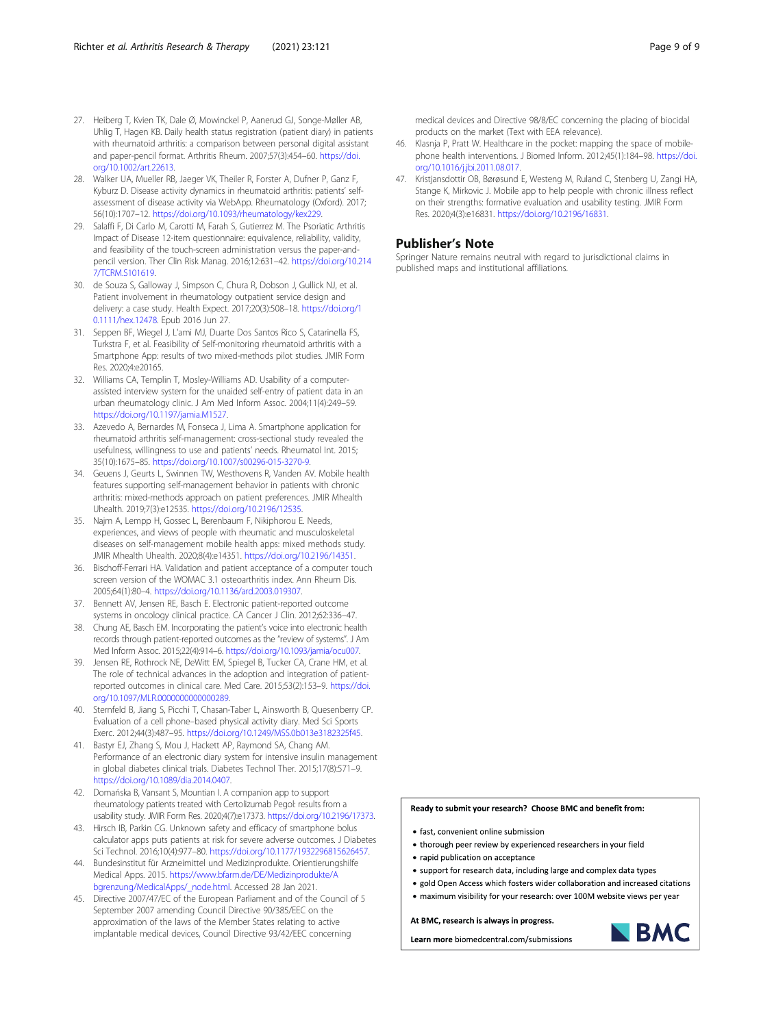27. Heiberg T, Kvien TK, Dale Ø, Mowinckel P, Aanerud GJ, Songe-Møller AB, Uhlig T, Hagen KB. Daily health status registration (patient diary) in patients with rheumatoid arthritis: a comparison between personal digital assistant and paper-pencil format. Arthritis Rheum. 2007;57(3):454–60. https://doi.org/10.1002/art.22613.
28. Walker UA, Mueller RB, Jaeger VK, Theiler R, Forster A, Dufner P, Ganz F, Kyburz D. Disease activity dynamics in rheumatoid arthritis: patients' self-assessment of disease activity via WebApp. Rheumatology (Oxford). 2017; 56(10):1707–12. https://doi.org/10.1093/rheumatology/kex229.
29. Salaffi F, Di Carlo M, Carotti M, Farah S, Gutierrez M. The Psoriatic Arthritis Impact of Disease 12-item questionnaire: equivalence, reliability, validity, and feasibility of the touch-screen administration versus the paper-and-pencil version. Ther Clin Risk Manag. 2016;12:631–42. https://doi.org/10.2147/TCRM.S101619.
30. de Souza S, Galloway J, Simpson C, Chura R, Dobson J, Gullick NJ, et al. Patient involvement in rheumatology outpatient service design and delivery: a case study. Health Expect. 2017;20(3):508–18. https://doi.org/10.1111/hex.12478. Epub 2016 Jun 27.
31. Seppen BF, Wiegel J, L'ami MJ, Duarte Dos Santos Rico S, Catarinella FS, Turkstra F, et al. Feasibility of Self-monitoring rheumatoid arthritis with a Smartphone App: results of two mixed-methods pilot studies. JMIR Form Res. 2020;4:e20165.
32. Williams CA, Templin T, Mosley-Williams AD. Usability of a computer-assisted interview system for the unaided self-entry of patient data in an urban rheumatology clinic. J Am Med Inform Assoc. 2004;11(4):249–59. https://doi.org/10.1197/jamia.M1527.
33. Azevedo A, Bernardes M, Fonseca J, Lima A. Smartphone application for rheumatoid arthritis self-management: cross-sectional study revealed the usefulness, willingness to use and patients' needs. Rheumatol Int. 2015; 35(10):1675–85. https://doi.org/10.1007/s00296-015-3270-9.
34. Geuens J, Geurts L, Swinnen TW, Westhovens R, Vanden AV. Mobile health features supporting self-management behavior in patients with chronic arthritis: mixed-methods approach on patient preferences. JMIR Mhealth Uhealth. 2019;7(3):e12535. https://doi.org/10.2196/12535.
35. Najm A, Lempp H, Gossec L, Berenbaum F, Nikiphorou E. Needs, experiences, and views of people with rheumatic and musculoskeletal diseases on self-management mobile health apps: mixed methods study. JMIR Mhealth Uhealth. 2020;8(4):e14351. https://doi.org/10.2196/14351.
36. Bischoff-Ferrari HA. Validation and patient acceptance of a computer touch screen version of the WOMAC 3.1 osteoarthritis index. Ann Rheum Dis. 2005;64(1):80–4. https://doi.org/10.1136/ard.2003.019307.
37. Bennett AV, Jensen RE, Basch E. Electronic patient-reported outcome systems in oncology clinical practice. CA Cancer J Clin. 2012;62:336–47.
38. Chung AE, Basch EM. Incorporating the patient's voice into electronic health records through patient-reported outcomes as the "review of systems". J Am Med Inform Assoc. 2015;22(4):914–6. https://doi.org/10.1093/jamia/ocu007.
39. Jensen RE, Rothrock NE, DeWitt EM, Spiegel B, Tucker CA, Crane HM, et al. The role of technical advances in the adoption and integration of patient-reported outcomes in clinical care. Med Care. 2015;53(2):153–9. https://doi.org/10.1097/MLR.0000000000000289.
40. Sternfeld B, Jiang S, Picchi T, Chasan-Taber L, Ainsworth B, Quesenberry CP. Evaluation of a cell phone–based physical activity diary. Med Sci Sports Exerc. 2012;44(3):487–95. https://doi.org/10.1249/MSS.0b013e3182325f45.
41. Bastyr EJ, Zhang S, Mou J, Hackett AP, Raymond SA, Chang AM. Performance of an electronic diary system for intensive insulin management in global diabetes clinical trials. Diabetes Technol Ther. 2015;17(8):571–9. https://doi.org/10.1089/dia.2014.0407.
42. Domańska B, Vansant S, Mountian I. A companion app to support rheumatology patients treated with Certolizumab Pegol: results from a usability study. JMIR Form Res. 2020;4(7):e17373. https://doi.org/10.2196/17373.
43. Hirsch IB, Parkin CG. Unknown safety and efficacy of smartphone bolus calculator apps puts patients at risk for severe adverse outcomes. J Diabetes Sci Technol. 2016;10(4):977–80. https://doi.org/10.1177/1932296815626457.
44. Bundesinstitut für Arzneimittel und Medizinprodukte. Orientierungshilfe Medical Apps. 2015. https://www.bfarm.de/DE/Medizinprodukte/Abgrenzung/MedicalApps/_node.html. Accessed 28 Jan 2021.
45. Directive 2007/47/EC of the European Parliament and of the Council of 5 September 2007 amending Council Directive 90/385/EEC on the approximation of the laws of the Member States relating to active implantable medical devices, Council Directive 93/42/EEC concerning medical devices and Directive 98/8/EC concerning the placing of biocidal products on the market (Text with EEA relevance).
46. Klasnja P, Pratt W. Healthcare in the pocket: mapping the space of mobile-phone health interventions. J Biomed Inform. 2012;45(1):184–98. https://doi.org/10.1016/j.jbi.2011.08.017.
47. Kristjansdottir OB, Børøsund E, Westeng M, Ruland C, Stenberg U, Zangi HA, Stange K, Mirkovic J. Mobile app to help people with chronic illness reflect on their strengths: formative evaluation and usability testing. JMIR Form Res. 2020;4(3):e16831. https://doi.org/10.2196/16831.

## Publisher's Note

Springer Nature remains neutral with regard to jurisdictional claims in published maps and institutional affiliations.

**Ready to submit your research? Choose BMC and benefit from:**

- fast, convenient online submission
- thorough peer review by experienced researchers in your field
- rapid publication on acceptance
- support for research data, including large and complex data types
- gold Open Access which fosters wider collaboration and increased citations
- maximum visibility for your research: over 100M website views per year

**At BMC, research is always in progress.**

**Learn more** biomedcentral.com/submissions

BMC